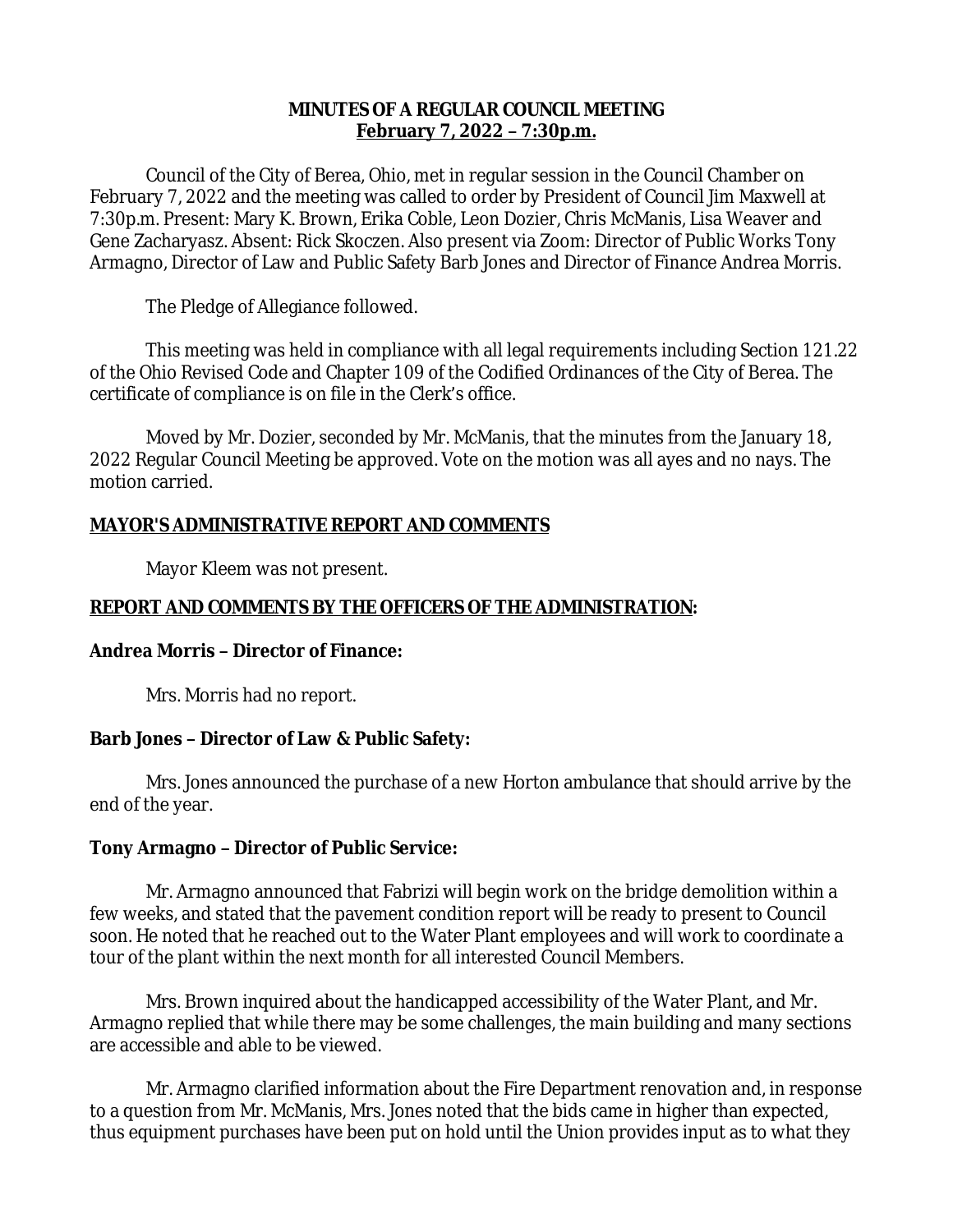**MINUTES OF A REGULAR COUNCIL MEETING**
**February 7, 2022 – 7:30p.m.**

Council of the City of Berea, Ohio, met in regular session in the Council Chamber on February 7, 2022 and the meeting was called to order by President of Council Jim Maxwell at 7:30p.m. Present: Mary K. Brown, Erika Coble, Leon Dozier, Chris McManis, Lisa Weaver and Gene Zacharyasz. Absent: Rick Skoczen. Also present via Zoom: Director of Public Works Tony Armagno, Director of Law and Public Safety Barb Jones and Director of Finance Andrea Morris.

The Pledge of Allegiance followed.

This meeting was held in compliance with all legal requirements including Section 121.22 of the Ohio Revised Code and Chapter 109 of the Codified Ordinances of the City of Berea. The certificate of compliance is on file in the Clerk's office.

Moved by Mr. Dozier, seconded by Mr. McManis, that the minutes from the January 18, 2022 Regular Council Meeting be approved. Vote on the motion was all ayes and no nays. The motion carried.

**MAYOR'S ADMINISTRATIVE REPORT AND COMMENTS**

Mayor Kleem was not present.

**REPORT AND COMMENTS BY THE OFFICERS OF THE ADMINISTRATION:**

**Andrea Morris – Director of Finance:**

Mrs. Morris had no report.

**Barb Jones – Director of Law & Public Safety:**

Mrs. Jones announced the purchase of a new Horton ambulance that should arrive by the end of the year.

**Tony Armagno – Director of Public Service:**

Mr. Armagno announced that Fabrizi will begin work on the bridge demolition within a few weeks, and stated that the pavement condition report will be ready to present to Council soon. He noted that he reached out to the Water Plant employees and will work to coordinate a tour of the plant within the next month for all interested Council Members.

Mrs. Brown inquired about the handicapped accessibility of the Water Plant, and Mr. Armagno replied that while there may be some challenges, the main building and many sections are accessible and able to be viewed.

Mr. Armagno clarified information about the Fire Department renovation and, in response to a question from Mr. McManis, Mrs. Jones noted that the bids came in higher than expected, thus equipment purchases have been put on hold until the Union provides input as to what they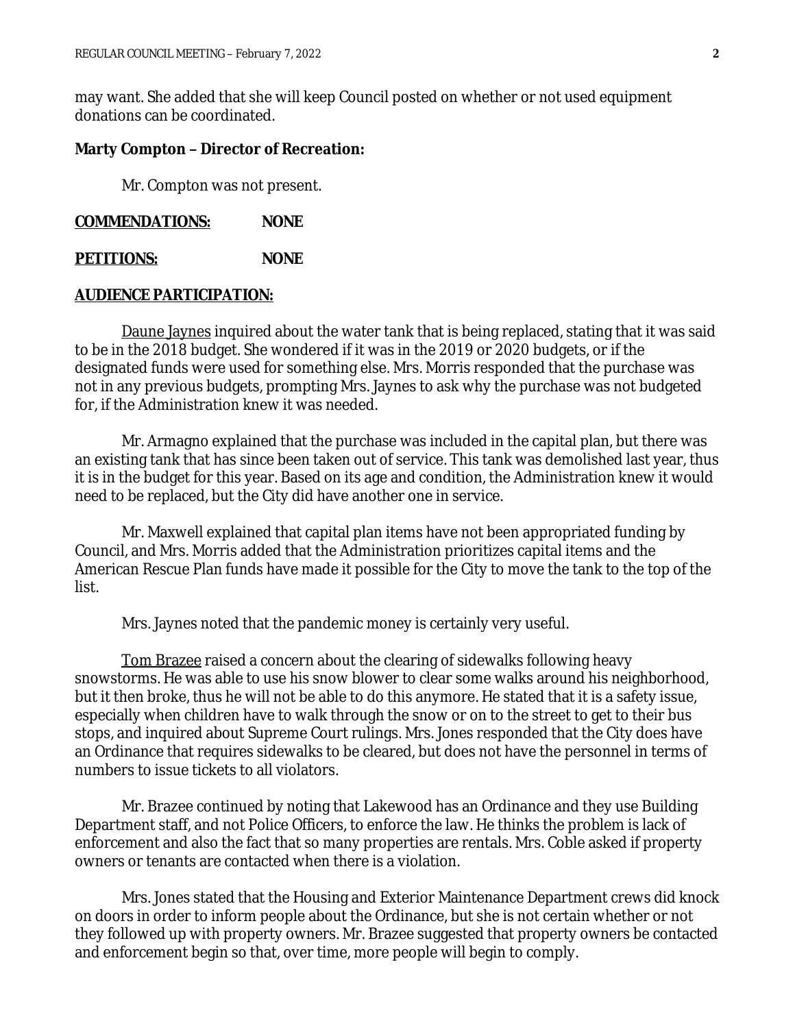may want. She added that she will keep Council posted on whether or not used equipment donations can be coordinated.

**Marty Compton – Director of Recreation:**

Mr. Compton was not present.

**COMMENDATIONS:** **NONE**

**PETITIONS:** **NONE**

**AUDIENCE PARTICIPATION:**

Daune Jaynes inquired about the water tank that is being replaced, stating that it was said to be in the 2018 budget. She wondered if it was in the 2019 or 2020 budgets, or if the designated funds were used for something else. Mrs. Morris responded that the purchase was not in any previous budgets, prompting Mrs. Jaynes to ask why the purchase was not budgeted for, if the Administration knew it was needed.

Mr. Armagno explained that the purchase was included in the capital plan, but there was an existing tank that has since been taken out of service. This tank was demolished last year, thus it is in the budget for this year. Based on its age and condition, the Administration knew it would need to be replaced, but the City did have another one in service.

Mr. Maxwell explained that capital plan items have not been appropriated funding by Council, and Mrs. Morris added that the Administration prioritizes capital items and the American Rescue Plan funds have made it possible for the City to move the tank to the top of the list.

Mrs. Jaynes noted that the pandemic money is certainly very useful.

Tom Brazee raised a concern about the clearing of sidewalks following heavy snowstorms. He was able to use his snow blower to clear some walks around his neighborhood, but it then broke, thus he will not be able to do this anymore. He stated that it is a safety issue, especially when children have to walk through the snow or on to the street to get to their bus stops, and inquired about Supreme Court rulings. Mrs. Jones responded that the City does have an Ordinance that requires sidewalks to be cleared, but does not have the personnel in terms of numbers to issue tickets to all violators.

Mr. Brazee continued by noting that Lakewood has an Ordinance and they use Building Department staff, and not Police Officers, to enforce the law. He thinks the problem is lack of enforcement and also the fact that so many properties are rentals. Mrs. Coble asked if property owners or tenants are contacted when there is a violation.

Mrs. Jones stated that the Housing and Exterior Maintenance Department crews did knock on doors in order to inform people about the Ordinance, but she is not certain whether or not they followed up with property owners. Mr. Brazee suggested that property owners be contacted and enforcement begin so that, over time, more people will begin to comply.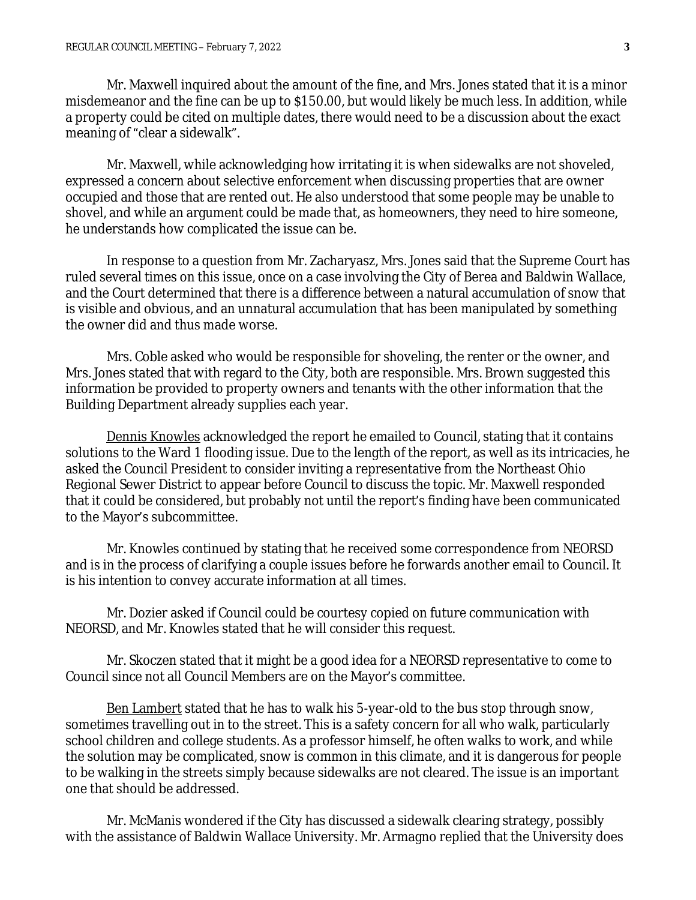Mr. Maxwell inquired about the amount of the fine, and Mrs. Jones stated that it is a minor misdemeanor and the fine can be up to $150.00, but would likely be much less. In addition, while a property could be cited on multiple dates, there would need to be a discussion about the exact meaning of "clear a sidewalk".

Mr. Maxwell, while acknowledging how irritating it is when sidewalks are not shoveled, expressed a concern about selective enforcement when discussing properties that are owner occupied and those that are rented out. He also understood that some people may be unable to shovel, and while an argument could be made that, as homeowners, they need to hire someone, he understands how complicated the issue can be.

In response to a question from Mr. Zacharyasz, Mrs. Jones said that the Supreme Court has ruled several times on this issue, once on a case involving the City of Berea and Baldwin Wallace, and the Court determined that there is a difference between a natural accumulation of snow that is visible and obvious, and an unnatural accumulation that has been manipulated by something the owner did and thus made worse.

Mrs. Coble asked who would be responsible for shoveling, the renter or the owner, and Mrs. Jones stated that with regard to the City, both are responsible. Mrs. Brown suggested this information be provided to property owners and tenants with the other information that the Building Department already supplies each year.

Dennis Knowles acknowledged the report he emailed to Council, stating that it contains solutions to the Ward 1 flooding issue. Due to the length of the report, as well as its intricacies, he asked the Council President to consider inviting a representative from the Northeast Ohio Regional Sewer District to appear before Council to discuss the topic. Mr. Maxwell responded that it could be considered, but probably not until the report's finding have been communicated to the Mayor's subcommittee.

Mr. Knowles continued by stating that he received some correspondence from NEORSD and is in the process of clarifying a couple issues before he forwards another email to Council. It is his intention to convey accurate information at all times.

Mr. Dozier asked if Council could be courtesy copied on future communication with NEORSD, and Mr. Knowles stated that he will consider this request.

Mr. Skoczen stated that it might be a good idea for a NEORSD representative to come to Council since not all Council Members are on the Mayor's committee.

Ben Lambert stated that he has to walk his 5-year-old to the bus stop through snow, sometimes travelling out in to the street. This is a safety concern for all who walk, particularly school children and college students. As a professor himself, he often walks to work, and while the solution may be complicated, snow is common in this climate, and it is dangerous for people to be walking in the streets simply because sidewalks are not cleared. The issue is an important one that should be addressed.

Mr. McManis wondered if the City has discussed a sidewalk clearing strategy, possibly with the assistance of Baldwin Wallace University. Mr. Armagno replied that the University does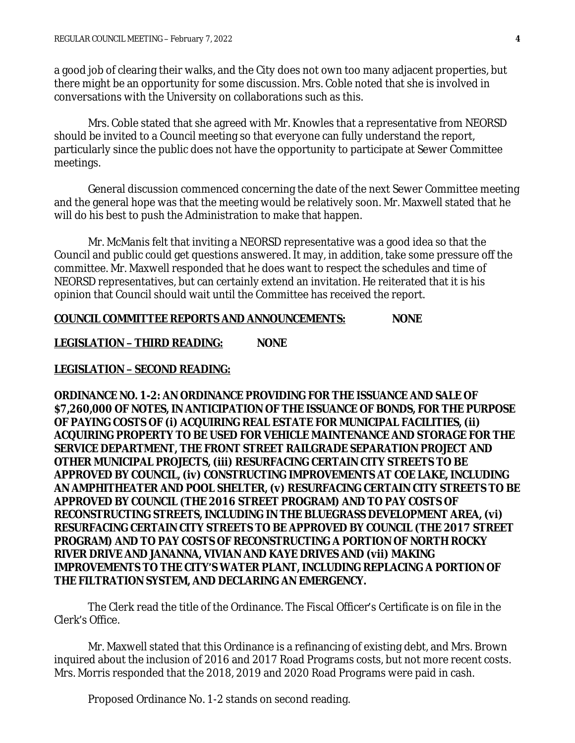a good job of clearing their walks, and the City does not own too many adjacent properties, but there might be an opportunity for some discussion. Mrs. Coble noted that she is involved in conversations with the University on collaborations such as this.

Mrs. Coble stated that she agreed with Mr. Knowles that a representative from NEORSD should be invited to a Council meeting so that everyone can fully understand the report, particularly since the public does not have the opportunity to participate at Sewer Committee meetings.

General discussion commenced concerning the date of the next Sewer Committee meeting and the general hope was that the meeting would be relatively soon. Mr. Maxwell stated that he will do his best to push the Administration to make that happen.

Mr. McManis felt that inviting a NEORSD representative was a good idea so that the Council and public could get questions answered. It may, in addition, take some pressure off the committee. Mr. Maxwell responded that he does want to respect the schedules and time of NEORSD representatives, but can certainly extend an invitation. He reiterated that it is his opinion that Council should wait until the Committee has received the report.

**COUNCIL COMMITTEE REPORTS AND ANNOUNCEMENTS: NONE**

**LEGISLATION – THIRD READING: NONE**

**LEGISLATION – SECOND READING:**

**ORDINANCE NO. 1-2: AN ORDINANCE PROVIDING FOR THE ISSUANCE AND SALE OF $7,260,000 OF NOTES, IN ANTICIPATION OF THE ISSUANCE OF BONDS, FOR THE PURPOSE OF PAYING COSTS OF (i) ACQUIRING REAL ESTATE FOR MUNICIPAL FACILITIES, (ii) ACQUIRING PROPERTY TO BE USED FOR VEHICLE MAINTENANCE AND STORAGE FOR THE SERVICE DEPARTMENT, THE FRONT STREET RAILGRADE SEPARATION PROJECT AND OTHER MUNICIPAL PROJECTS, (iii) RESURFACING CERTAIN CITY STREETS TO BE APPROVED BY COUNCIL, (iv) CONSTRUCTING IMPROVEMENTS AT COE LAKE, INCLUDING AN AMPHITHEATER AND POOL SHELTER, (v) RESURFACING CERTAIN CITY STREETS TO BE APPROVED BY COUNCIL (THE 2016 STREET PROGRAM) AND TO PAY COSTS OF RECONSTRUCTING STREETS, INCLUDING IN THE BLUEGRASS DEVELOPMENT AREA, (vi) RESURFACING CERTAIN CITY STREETS TO BE APPROVED BY COUNCIL (THE 2017 STREET PROGRAM) AND TO PAY COSTS OF RECONSTRUCTING A PORTION OF NORTH ROCKY RIVER DRIVE AND JANANNA, VIVIAN AND KAYE DRIVES AND (vii) MAKING IMPROVEMENTS TO THE CITY'S WATER PLANT, INCLUDING REPLACING A PORTION OF THE FILTRATION SYSTEM, AND DECLARING AN EMERGENCY.**

The Clerk read the title of the Ordinance. The Fiscal Officer's Certificate is on file in the Clerk's Office.

Mr. Maxwell stated that this Ordinance is a refinancing of existing debt, and Mrs. Brown inquired about the inclusion of 2016 and 2017 Road Programs costs, but not more recent costs. Mrs. Morris responded that the 2018, 2019 and 2020 Road Programs were paid in cash.

Proposed Ordinance No. 1-2 stands on second reading.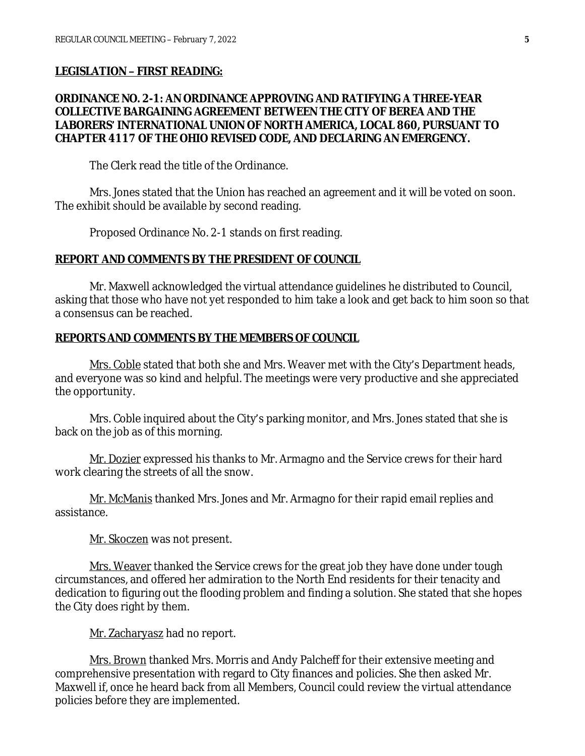**LEGISLATION – FIRST READING:**

**ORDINANCE NO. 2-1: AN ORDINANCE APPROVING AND RATIFYING A THREE-YEAR COLLECTIVE BARGAINING AGREEMENT BETWEEN THE CITY OF BEREA AND THE LABORERS' INTERNATIONAL UNION OF NORTH AMERICA, LOCAL 860, PURSUANT TO CHAPTER 4117 OF THE OHIO REVISED CODE, AND DECLARING AN EMERGENCY.**

The Clerk read the title of the Ordinance.

Mrs. Jones stated that the Union has reached an agreement and it will be voted on soon. The exhibit should be available by second reading.

Proposed Ordinance No. 2-1 stands on first reading.

**REPORT AND COMMENTS BY THE PRESIDENT OF COUNCIL**

Mr. Maxwell acknowledged the virtual attendance guidelines he distributed to Council, asking that those who have not yet responded to him take a look and get back to him soon so that a consensus can be reached.

**REPORTS AND COMMENTS BY THE MEMBERS OF COUNCIL**

Mrs. Coble stated that both she and Mrs. Weaver met with the City's Department heads, and everyone was so kind and helpful. The meetings were very productive and she appreciated the opportunity.

Mrs. Coble inquired about the City's parking monitor, and Mrs. Jones stated that she is back on the job as of this morning.

Mr. Dozier expressed his thanks to Mr. Armagno and the Service crews for their hard work clearing the streets of all the snow.

Mr. McManis thanked Mrs. Jones and Mr. Armagno for their rapid email replies and assistance.

Mr. Skoczen was not present.

Mrs. Weaver thanked the Service crews for the great job they have done under tough circumstances, and offered her admiration to the North End residents for their tenacity and dedication to figuring out the flooding problem and finding a solution. She stated that she hopes the City does right by them.

Mr. Zacharyasz had no report.

Mrs. Brown thanked Mrs. Morris and Andy Palcheff for their extensive meeting and comprehensive presentation with regard to City finances and policies. She then asked Mr. Maxwell if, once he heard back from all Members, Council could review the virtual attendance policies before they are implemented.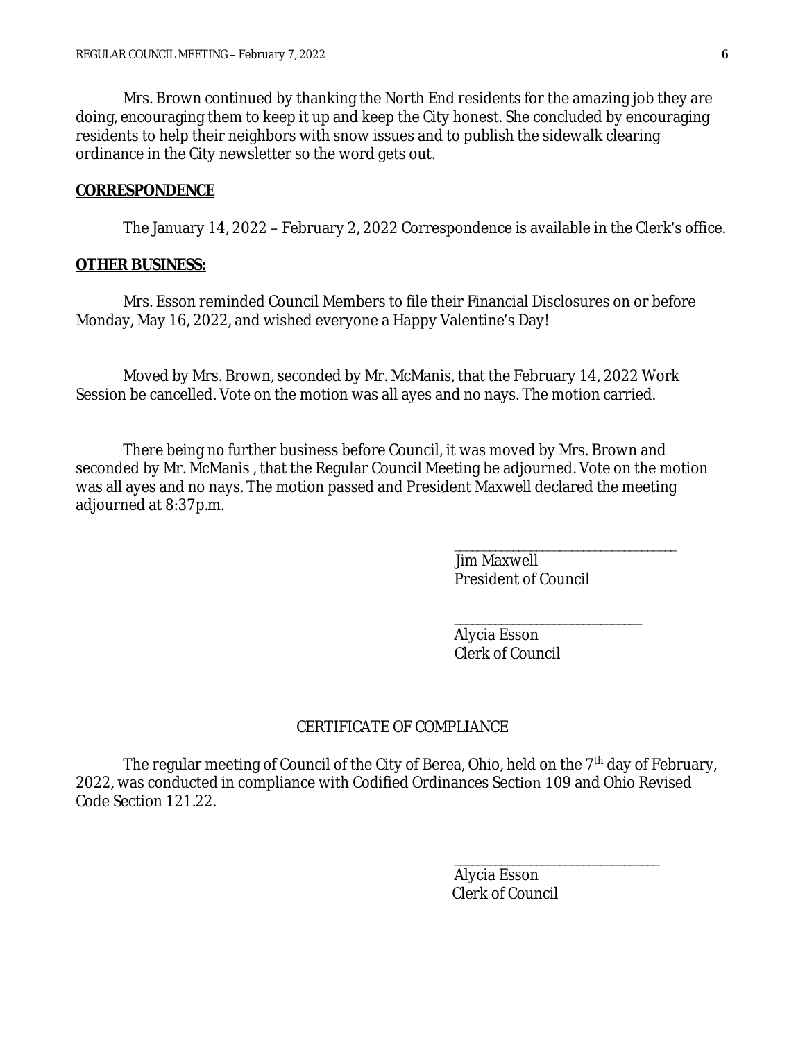Mrs. Brown continued by thanking the North End residents for the amazing job they are doing, encouraging them to keep it up and keep the City honest. She concluded by encouraging residents to help their neighbors with snow issues and to publish the sidewalk clearing ordinance in the City newsletter so the word gets out.

**CORRESPONDENCE**

The January 14, 2022 – February 2, 2022 Correspondence is available in the Clerk's office.

**OTHER BUSINESS:**

Mrs. Esson reminded Council Members to file their Financial Disclosures on or before Monday, May 16, 2022, and wished everyone a Happy Valentine's Day!

Moved by Mrs. Brown, seconded by Mr. McManis, that the February 14, 2022 Work Session be cancelled. Vote on the motion was all ayes and no nays. The motion carried.

There being no further business before Council, it was moved by Mrs. Brown and seconded by Mr. McManis , that the Regular Council Meeting be adjourned. Vote on the motion was all ayes and no nays. The motion passed and President Maxwell declared the meeting adjourned at 8:37p.m.

\_\_\_\_\_\_\_\_\_\_\_\_\_\_\_\_\_\_\_\_\_\_\_\_\_\_\_\_\_\_\_\_\_\_\_\_

Jim Maxwell
President of Council

\_\_\_\_\_\_\_\_\_\_\_\_\_\_\_\_\_\_\_\_\_\_\_\_\_\_\_\_\_\_\_\_

Alycia Esson
Clerk of Council

CERTIFICATE OF COMPLIANCE

The regular meeting of Council of the City of Berea, Ohio, held on the 7th day of February, 2022, was conducted in compliance with Codified Ordinances Section 109 and Ohio Revised Code Section 121.22.

\_\_\_\_\_\_\_\_\_\_\_\_\_\_\_\_\_\_\_\_\_\_\_\_\_\_\_\_\_\_\_\_\_\_

Alycia Esson
Clerk of Council